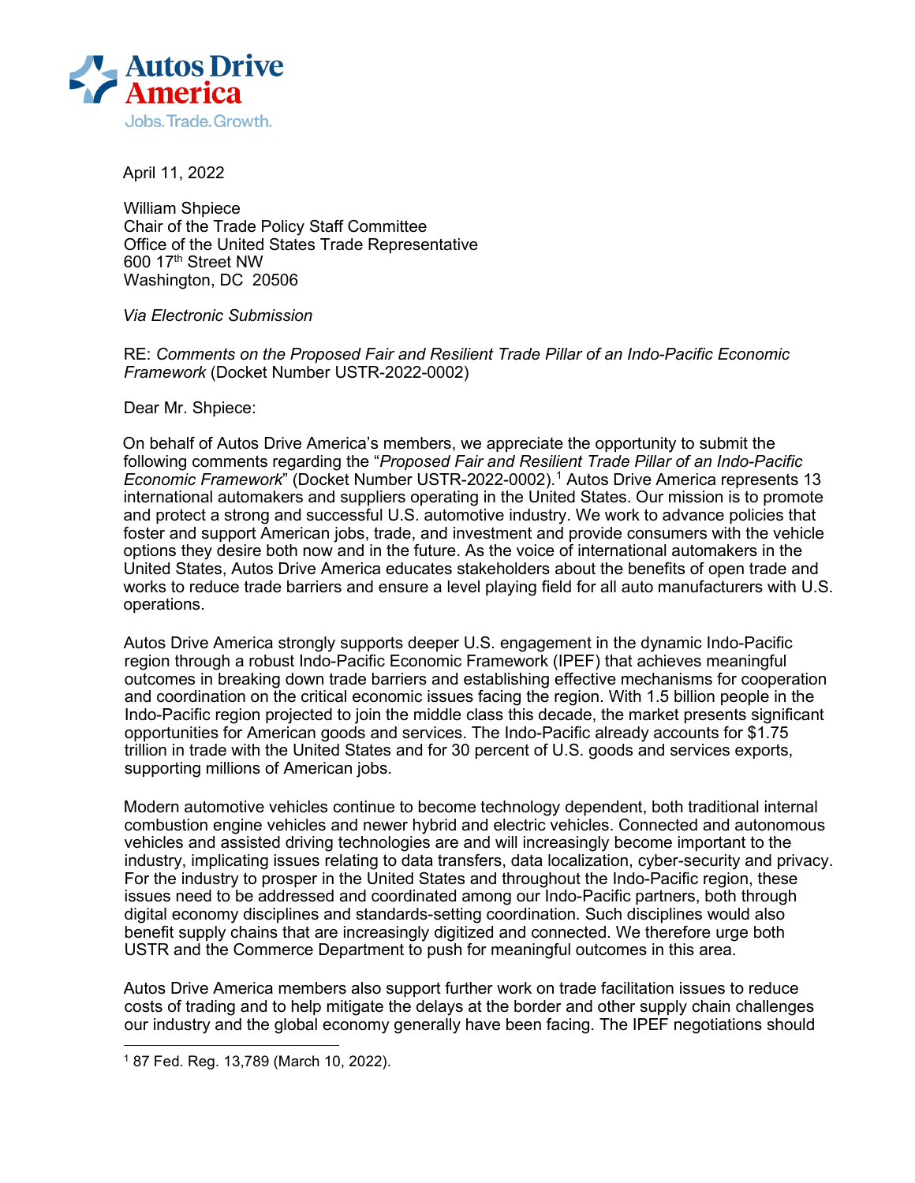Autos Drive America
Jobs. Trade. Growth.

April 11, 2022

William Shpiece
Chair of the Trade Policy Staff Committee
Office of the United States Trade Representative
600 17th Street NW
Washington, DC 20506

*Via Electronic Submission*

RE: *Comments on the Proposed Fair and Resilient Trade Pillar of an Indo-Pacific Economic Framework* (Docket Number USTR-2022-0002)

Dear Mr. Shpiece:

On behalf of Autos Drive America's members, we appreciate the opportunity to submit the following comments regarding the "*Proposed Fair and Resilient Trade Pillar of an Indo-Pacific Economic Framework*" (Docket Number USTR-2022-0002).[1] Autos Drive America represents 13 international automakers and suppliers operating in the United States. Our mission is to promote and protect a strong and successful U.S. automotive industry. We work to advance policies that foster and support American jobs, trade, and investment and provide consumers with the vehicle options they desire both now and in the future. As the voice of international automakers in the United States, Autos Drive America educates stakeholders about the benefits of open trade and works to reduce trade barriers and ensure a level playing field for all auto manufacturers with U.S. operations.

Autos Drive America strongly supports deeper U.S. engagement in the dynamic Indo-Pacific region through a robust Indo-Pacific Economic Framework (IPEF) that achieves meaningful outcomes in breaking down trade barriers and establishing effective mechanisms for cooperation and coordination on the critical economic issues facing the region. With 1.5 billion people in the Indo-Pacific region projected to join the middle class this decade, the market presents significant opportunities for American goods and services. The Indo-Pacific already accounts for $1.75 trillion in trade with the United States and for 30 percent of U.S. goods and services exports, supporting millions of American jobs.

Modern automotive vehicles continue to become technology dependent, both traditional internal combustion engine vehicles and newer hybrid and electric vehicles. Connected and autonomous vehicles and assisted driving technologies are and will increasingly become important to the industry, implicating issues relating to data transfers, data localization, cyber-security and privacy. For the industry to prosper in the United States and throughout the Indo-Pacific region, these issues need to be addressed and coordinated among our Indo-Pacific partners, both through digital economy disciplines and standards-setting coordination. Such disciplines would also benefit supply chains that are increasingly digitized and connected. We therefore urge both USTR and the Commerce Department to push for meaningful outcomes in this area.

Autos Drive America members also support further work on trade facilitation issues to reduce costs of trading and to help mitigate the delays at the border and other supply chain challenges our industry and the global economy generally have been facing. The IPEF negotiations should

[1] 87 Fed. Reg. 13,789 (March 10, 2022).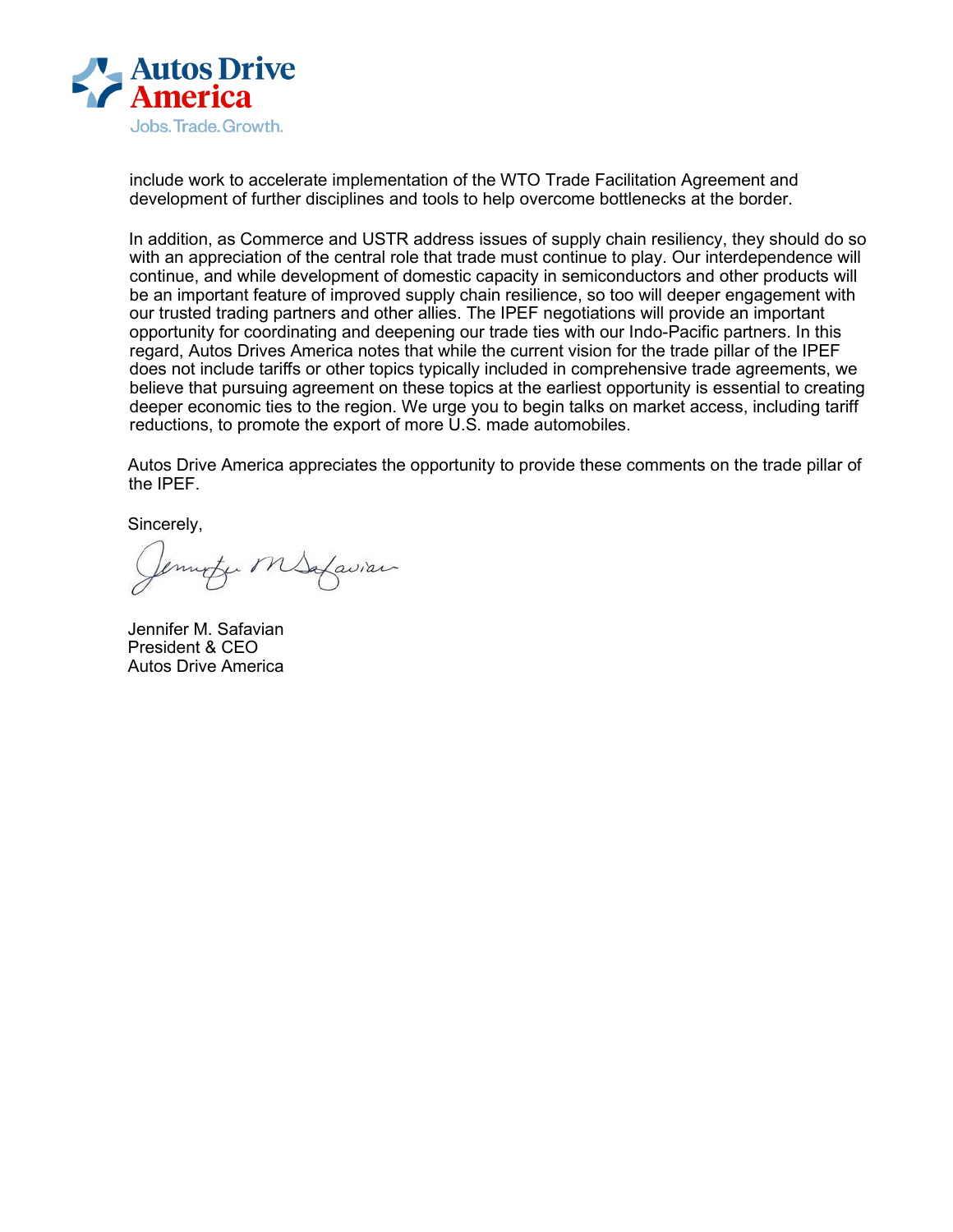include work to accelerate implementation of the WTO Trade Facilitation Agreement and development of further disciplines and tools to help overcome bottlenecks at the border.

In addition, as Commerce and USTR address issues of supply chain resiliency, they should do so with an appreciation of the central role that trade must continue to play. Our interdependence will continue, and while development of domestic capacity in semiconductors and other products will be an important feature of improved supply chain resilience, so too will deeper engagement with our trusted trading partners and other allies. The IPEF negotiations will provide an important opportunity for coordinating and deepening our trade ties with our Indo-Pacific partners. In this regard, Autos Drives America notes that while the current vision for the trade pillar of the IPEF does not include tariffs or other topics typically included in comprehensive trade agreements, we believe that pursuing agreement on these topics at the earliest opportunity is essential to creating deeper economic ties to the region. We urge you to begin talks on market access, including tariff reductions, to promote the export of more U.S. made automobiles.

Autos Drive America appreciates the opportunity to provide these comments on the trade pillar of the IPEF.

Sincerely,

Jennifer M. Safavian
President & CEO
Autos Drive America